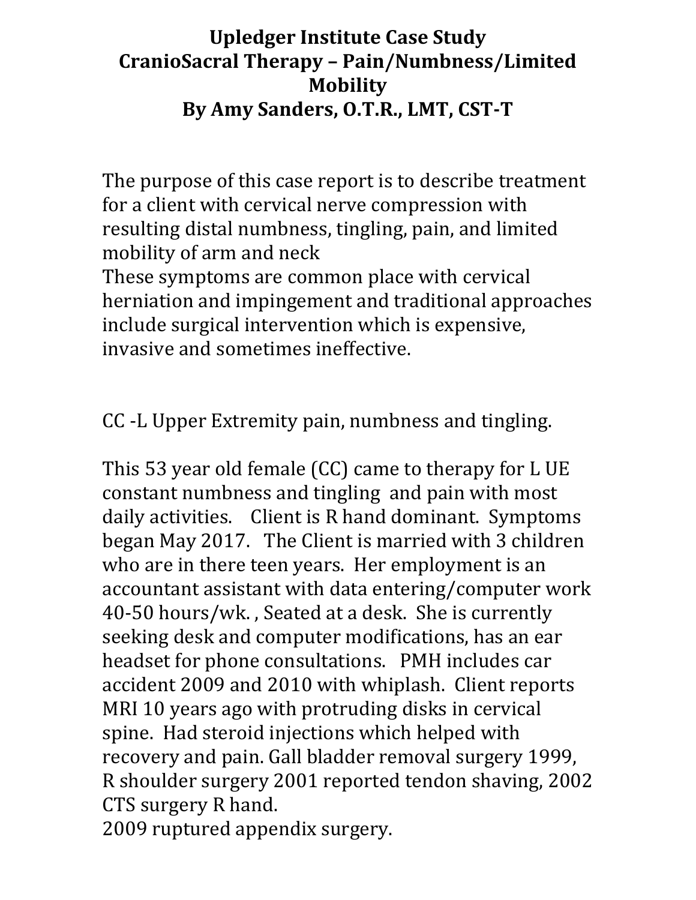# Upledger Institute Case Study
# CranioSacral Therapy – Pain/Numbness/Limited Mobility
# By Amy Sanders, O.T.R., LMT, CST-T

The purpose of this case report is to describe treatment for a client with cervical nerve compression with resulting distal numbness, tingling, pain, and limited mobility of arm and neck
These symptoms are common place with cervical herniation and impingement and traditional approaches include surgical intervention which is expensive, invasive and sometimes ineffective.

CC -L Upper Extremity pain, numbness and tingling.

This 53 year old female (CC) came to therapy for L UE constant numbness and tingling and pain with most daily activities. Client is R hand dominant. Symptoms began May 2017. The Client is married with 3 children who are in there teen years. Her employment is an accountant assistant with data entering/computer work 40-50 hours/wk. , Seated at a desk. She is currently seeking desk and computer modifications, has an ear headset for phone consultations. PMH includes car accident 2009 and 2010 with whiplash. Client reports MRI 10 years ago with protruding disks in cervical spine. Had steroid injections which helped with recovery and pain. Gall bladder removal surgery 1999, R shoulder surgery 2001 reported tendon shaving, 2002 CTS surgery R hand.
2009 ruptured appendix surgery.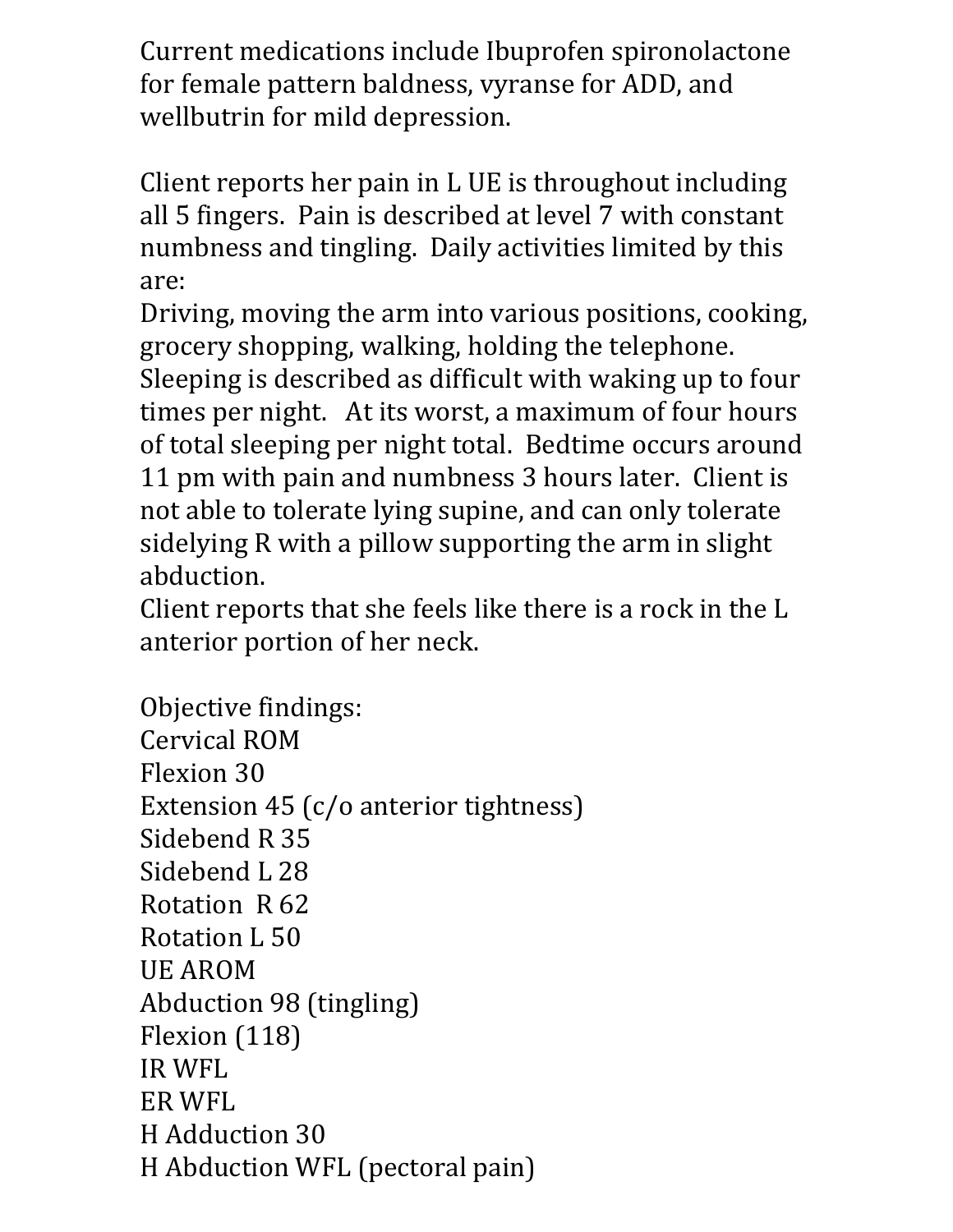Current medications include Ibuprofen spironolactone for female pattern baldness, vyranse for ADD, and wellbutrin for mild depression.

Client reports her pain in L UE is throughout including all 5 fingers. Pain is described at level 7 with constant numbness and tingling. Daily activities limited by this are:
Driving, moving the arm into various positions, cooking, grocery shopping, walking, holding the telephone.
Sleeping is described as difficult with waking up to four times per night. At its worst, a maximum of four hours of total sleeping per night total. Bedtime occurs around 11 pm with pain and numbness 3 hours later. Client is not able to tolerate lying supine, and can only tolerate sidelying R with a pillow supporting the arm in slight abduction.
Client reports that she feels like there is a rock in the L anterior portion of her neck.

Objective findings:
Cervical ROM
Flexion 30
Extension 45 (c/o anterior tightness)
Sidebend R 35
Sidebend L 28
Rotation R 62
Rotation L 50
UE AROM
Abduction 98 (tingling)
Flexion (118)
IR WFL
ER WFL
H Adduction 30
H Abduction WFL (pectoral pain)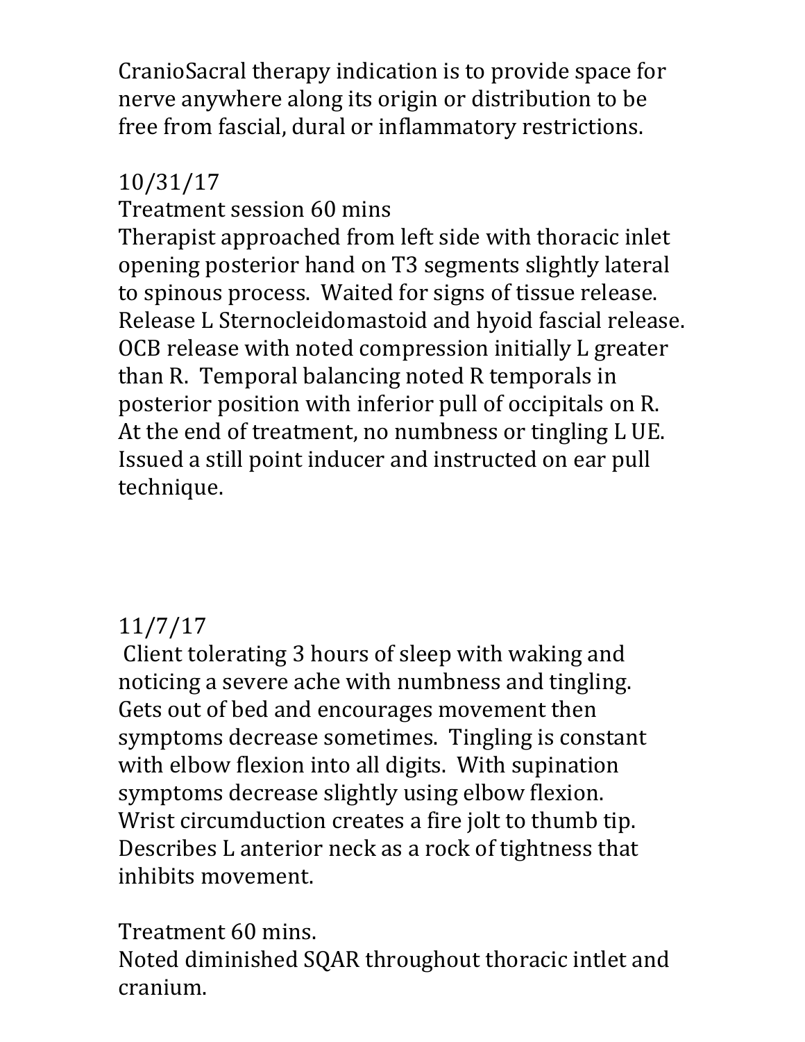CranioSacral therapy indication is to provide space for nerve anywhere along its origin or distribution to be free from fascial, dural or inflammatory restrictions.

10/31/17
Treatment session 60 mins
Therapist approached from left side with thoracic inlet opening posterior hand on T3 segments slightly lateral to spinous process. Waited for signs of tissue release. Release L Sternocleidomastoid and hyoid fascial release. OCB release with noted compression initially L greater than R. Temporal balancing noted R temporals in posterior position with inferior pull of occipitals on R. At the end of treatment, no numbness or tingling L UE. Issued a still point inducer and instructed on ear pull technique.

11/7/17
Client tolerating 3 hours of sleep with waking and noticing a severe ache with numbness and tingling. Gets out of bed and encourages movement then symptoms decrease sometimes. Tingling is constant with elbow flexion into all digits. With supination symptoms decrease slightly using elbow flexion. Wrist circumduction creates a fire jolt to thumb tip. Describes L anterior neck as a rock of tightness that inhibits movement.

Treatment 60 mins.
Noted diminished SQAR throughout thoracic intlet and cranium.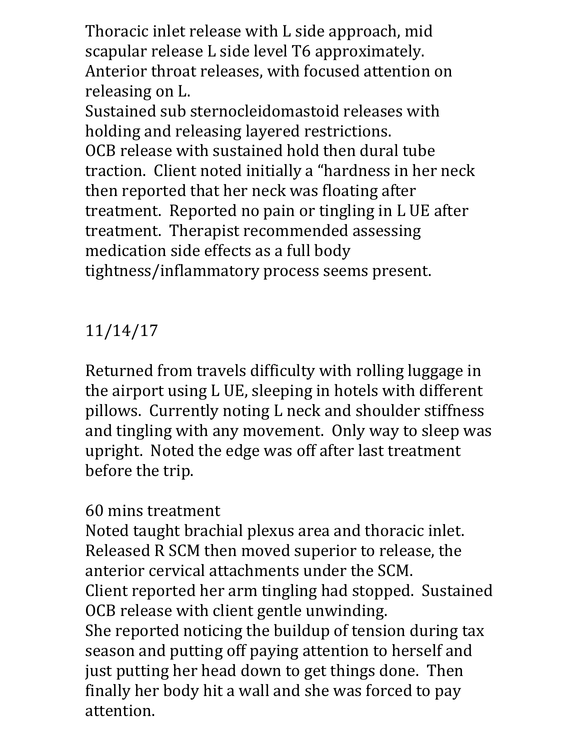Thoracic inlet release with L side approach, mid scapular release L side level T6 approximately.
Anterior throat releases, with focused attention on releasing on L.
Sustained sub sternocleidomastoid releases with holding and releasing layered restrictions.
OCB release with sustained hold then dural tube traction. Client noted initially a "hardness in her neck then reported that her neck was floating after treatment. Reported no pain or tingling in L UE after treatment. Therapist recommended assessing medication side effects as a full body tightness/inflammatory process seems present.

11/14/17

Returned from travels difficulty with rolling luggage in the airport using L UE, sleeping in hotels with different pillows. Currently noting L neck and shoulder stiffness and tingling with any movement. Only way to sleep was upright. Noted the edge was off after last treatment before the trip.

60 mins treatment
Noted taught brachial plexus area and thoracic inlet. Released R SCM then moved superior to release, the anterior cervical attachments under the SCM.
Client reported her arm tingling had stopped. Sustained OCB release with client gentle unwinding.
She reported noticing the buildup of tension during tax season and putting off paying attention to herself and just putting her head down to get things done. Then finally her body hit a wall and she was forced to pay attention.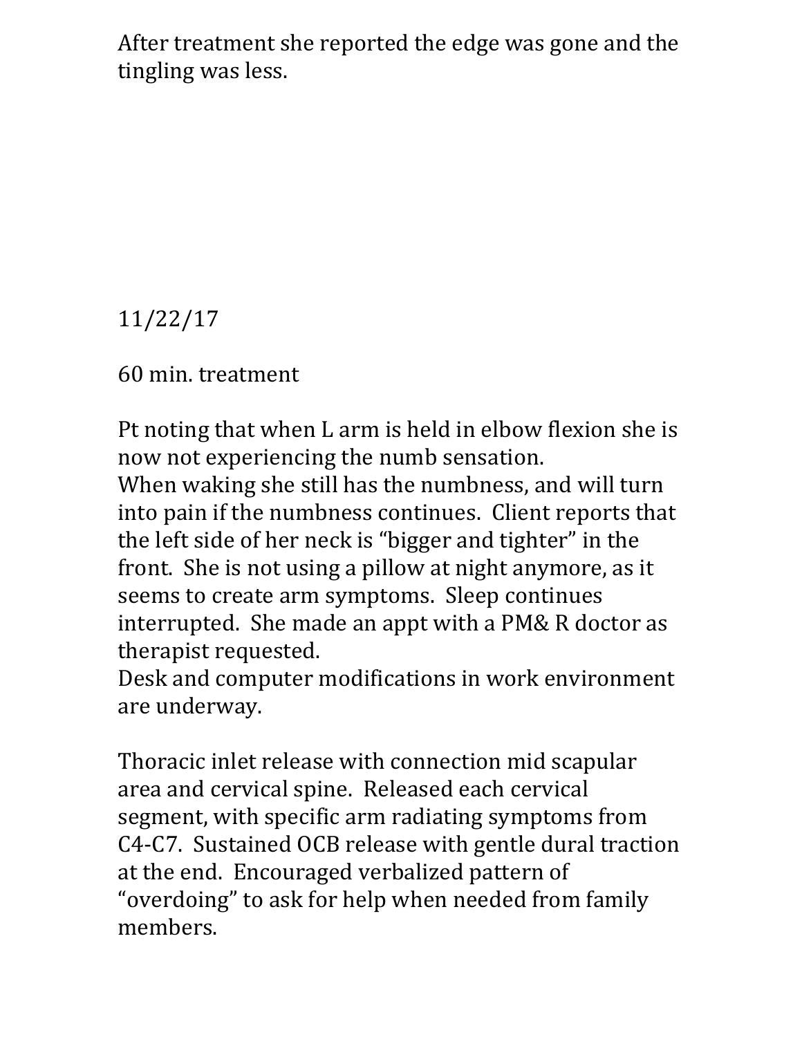After treatment she reported the edge was gone and the tingling was less.

11/22/17

60 min. treatment

Pt noting that when L arm is held in elbow flexion she is now not experiencing the numb sensation.
When waking she still has the numbness, and will turn into pain if the numbness continues. Client reports that the left side of her neck is "bigger and tighter" in the front. She is not using a pillow at night anymore, as it seems to create arm symptoms. Sleep continues interrupted. She made an appt with a PM& R doctor as therapist requested.
Desk and computer modifications in work environment are underway.

Thoracic inlet release with connection mid scapular area and cervical spine. Released each cervical segment, with specific arm radiating symptoms from C4-C7. Sustained OCB release with gentle dural traction at the end. Encouraged verbalized pattern of "overdoing" to ask for help when needed from family members.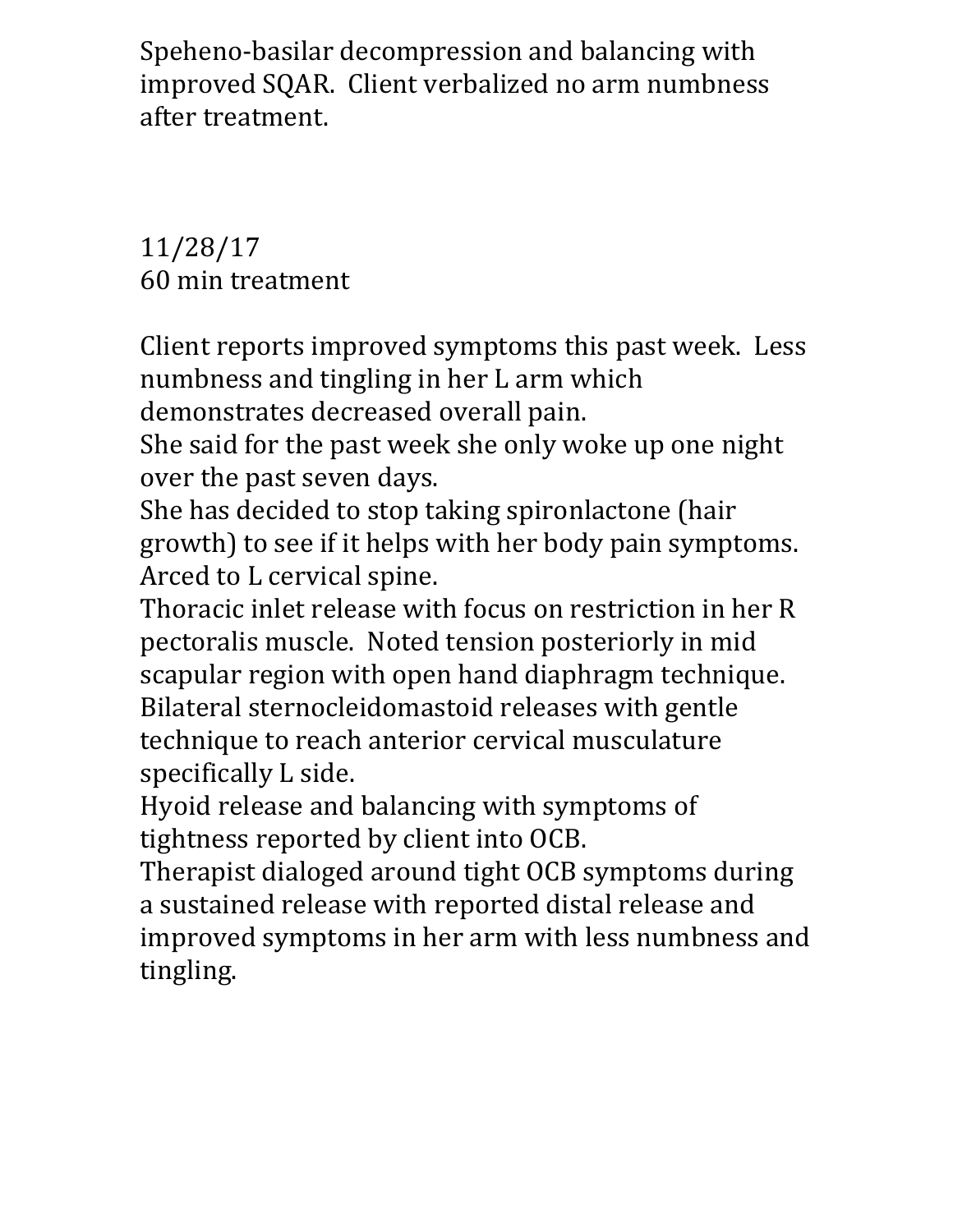Speheno-basilar decompression and balancing with improved SQAR. Client verbalized no arm numbness after treatment.

11/28/17
60 min treatment

Client reports improved symptoms this past week. Less numbness and tingling in her L arm which demonstrates decreased overall pain.
She said for the past week she only woke up one night over the past seven days.
She has decided to stop taking spironlactone (hair growth) to see if it helps with her body pain symptoms.
Arced to L cervical spine.
Thoracic inlet release with focus on restriction in her R pectoralis muscle. Noted tension posteriorly in mid scapular region with open hand diaphragm technique.
Bilateral sternocleidomastoid releases with gentle technique to reach anterior cervical musculature specifically L side.
Hyoid release and balancing with symptoms of tightness reported by client into OCB.
Therapist dialoged around tight OCB symptoms during a sustained release with reported distal release and improved symptoms in her arm with less numbness and tingling.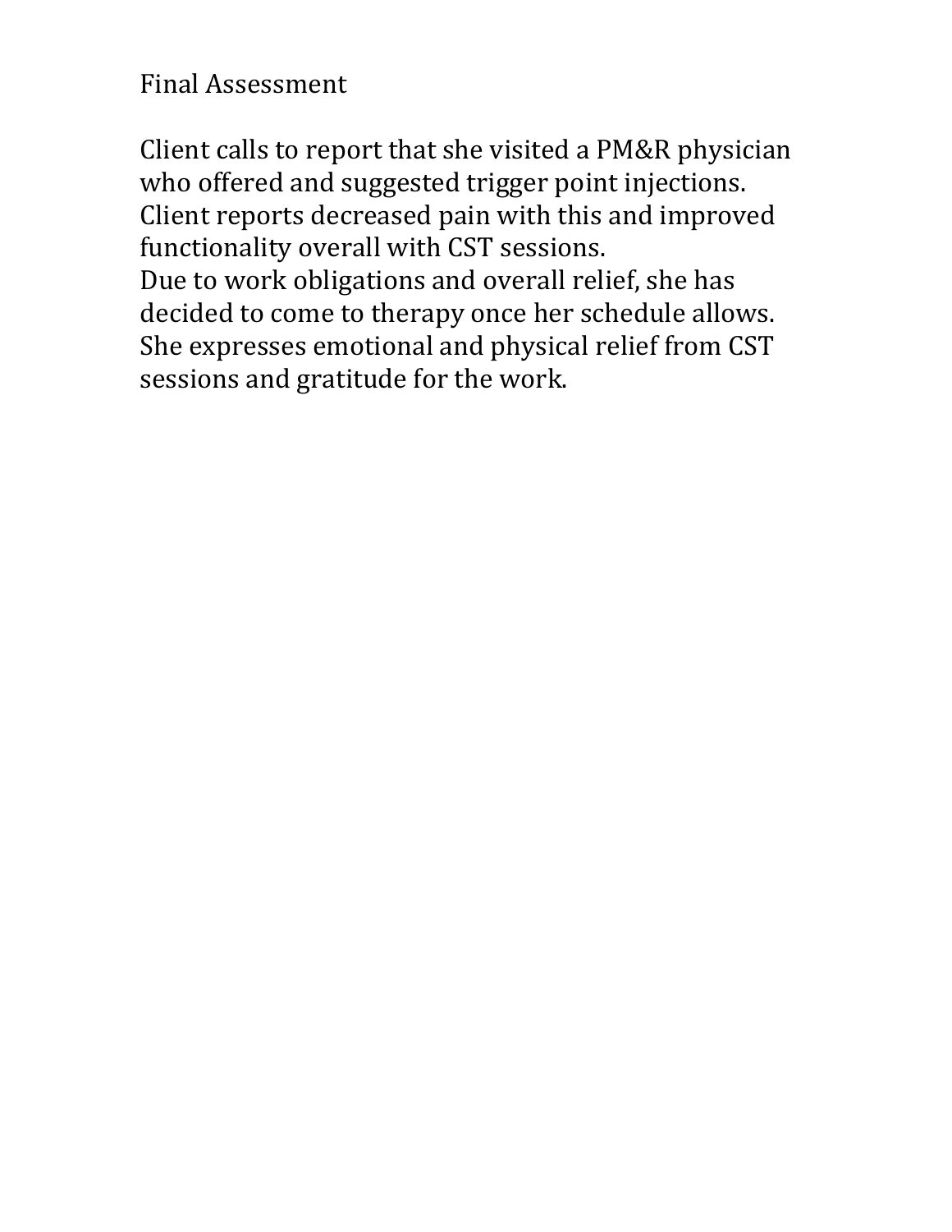Final Assessment

Client calls to report that she visited a PM&R physician who offered and suggested trigger point injections. Client reports decreased pain with this and improved functionality overall with CST sessions.
Due to work obligations and overall relief, she has decided to come to therapy once her schedule allows. She expresses emotional and physical relief from CST sessions and gratitude for the work.